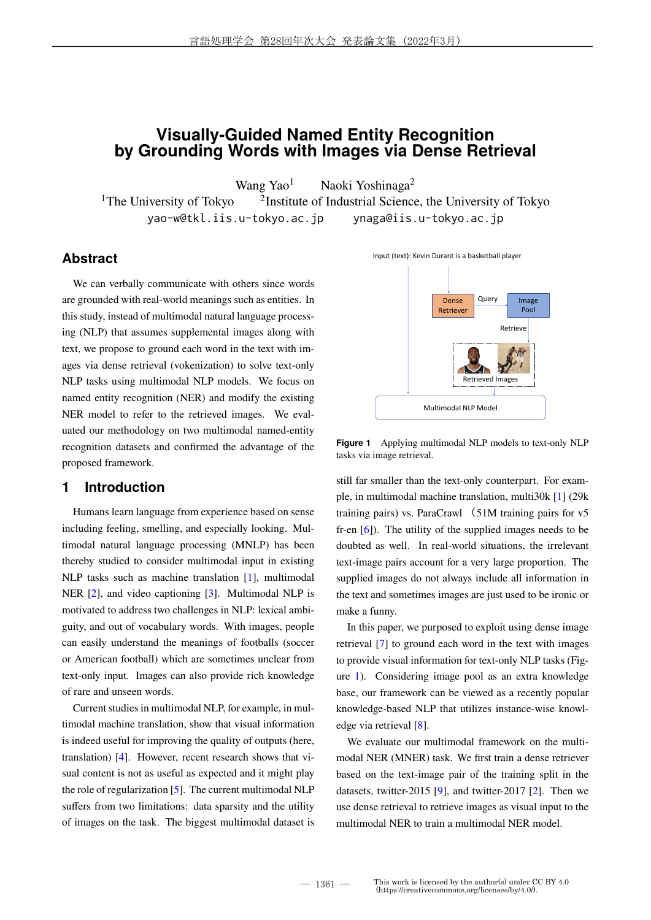# Visually-Guided Named Entity Recognition by Grounding Words with Images via Dense Retrieval

Wang Yao[1] Naoki Yoshinaga[2]

[1]The University of Tokyo [2]Institute of Industrial Science, the University of Tokyo

yao-w@tkl.iis.u-tokyo.ac.jp ynaga@iis.u-tokyo.ac.jp

## Abstract

We can verbally communicate with others since words are grounded with real-world meanings such as entities. In this study, instead of multimodal natural language processing (NLP) that assumes supplemental images along with text, we propose to ground each word in the text with images via dense retrieval (vokenization) to solve text-only NLP tasks using multimodal NLP models. We focus on named entity recognition (NER) and modify the existing NER model to refer to the retrieved images. We evaluated our methodology on two multimodal named-entity recognition datasets and confirmed the advantage of the proposed framework.

Figure 1 Applying multimodal NLP models to text-only NLP tasks via image retrieval.

## 1 Introduction

Humans learn language from experience based on sense including feeling, smelling, and especially looking. Multimodal natural language processing (MNLP) has been thereby studied to consider multimodal input in existing NLP tasks such as machine translation [1], multimodal NER [2], and video captioning [3]. Multimodal NLP is motivated to address two challenges in NLP: lexical ambiguity, and out of vocabulary words. With images, people can easily understand the meanings of footballs (soccer or American football) which are sometimes unclear from text-only input. Images can also provide rich knowledge of rare and unseen words.

Current studies in multimodal NLP, for example, in multimodal machine translation, show that visual information is indeed useful for improving the quality of outputs (here, translation) [4]. However, recent research shows that visual content is not as useful as expected and it might play the role of regularization [5]. The current multimodal NLP suffers from two limitations: data sparsity and the utility of images on the task. The biggest multimodal dataset is still far smaller than the text-only counterpart. For example, in multimodal machine translation, multi30k [1] (29k training pairs) vs. ParaCrawl （51M training pairs for v5 fr-en [6]). The utility of the supplied images needs to be doubted as well. In real-world situations, the irrelevant text-image pairs account for a very large proportion. The supplied images do not always include all information in the text and sometimes images are just used to be ironic or make a funny.

In this paper, we purposed to exploit using dense image retrieval [7] to ground each word in the text with images to provide visual information for text-only NLP tasks (Figure 1). Considering image pool as an extra knowledge base, our framework can be viewed as a recently popular knowledge-based NLP that utilizes instance-wise knowledge via retrieval [8].

We evaluate our multimodal framework on the multimodal NER (MNER) task. We first train a dense retriever based on the text-image pair of the training split in the datasets, twitter-2015 [9], and twitter-2017 [2]. Then we use dense retrieval to retrieve images as visual input to the multimodal NER to train a multimodal NER model.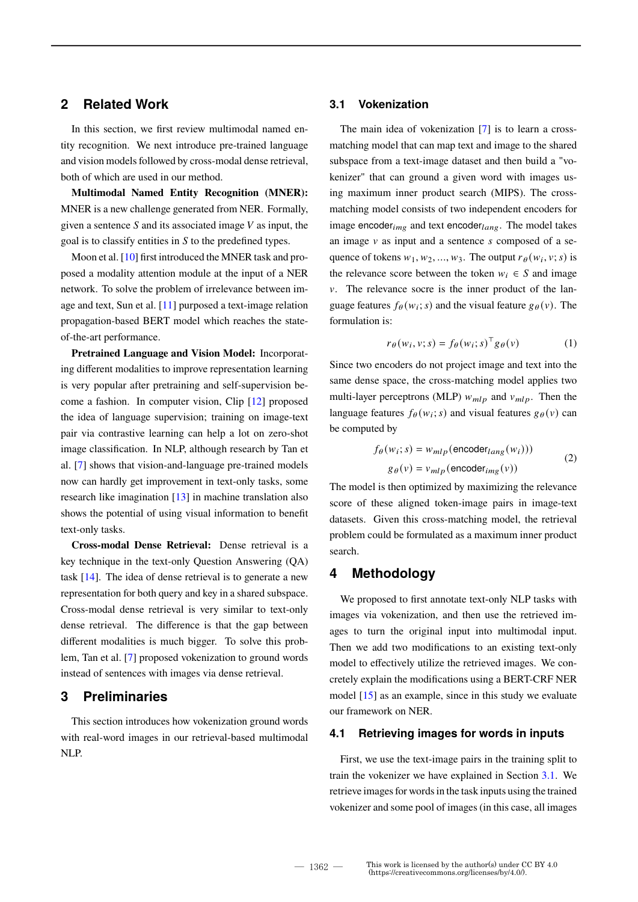## 2 Related Work

In this section, we first review multimodal named entity recognition. We next introduce pre-trained language and vision models followed by cross-modal dense retrieval, both of which are used in our method.

**Multimodal Named Entity Recognition (MNER):** MNER is a new challenge generated from NER. Formally, given a sentence $S$ and its associated image $V$ as input, the goal is to classify entities in $S$ to the predefined types.

Moon et al. [10] first introduced the MNER task and proposed a modality attention module at the input of a NER network. To solve the problem of irrelevance between image and text, Sun et al. [11] purposed a text-image relation propagation-based BERT model which reaches the state-of-the-art performance.

**Pretrained Language and Vision Model:** Incorporating different modalities to improve representation learning is very popular after pretraining and self-supervision become a fashion. In computer vision, Clip [12] proposed the idea of language supervision; training on image-text pair via contrastive learning can help a lot on zero-shot image classification. In NLP, although research by Tan et al. [7] shows that vision-and-language pre-trained models now can hardly get improvement in text-only tasks, some research like imagination [13] in machine translation also shows the potential of using visual information to benefit text-only tasks.

**Cross-modal Dense Retrieval:** Dense retrieval is a key technique in the text-only Question Answering (QA) task [14]. The idea of dense retrieval is to generate a new representation for both query and key in a shared subspace. Cross-modal dense retrieval is very similar to text-only dense retrieval. The difference is that the gap between different modalities is much bigger. To solve this problem, Tan et al. [7] proposed vokenization to ground words instead of sentences with images via dense retrieval.

## 3 Preliminaries

This section introduces how vokenization ground words with real-word images in our retrieval-based multimodal NLP.

### 3.1 Vokenization

The main idea of vokenization [7] is to learn a cross-matching model that can map text and image to the shared subspace from a text-image dataset and then build a "vokenizer" that can ground a given word with images using maximum inner product search (MIPS). The cross-matching model consists of two independent encoders for image $\text{encoder}_{img}$ and text $\text{encoder}_{lang}$. The model takes an image $v$ as input and a sentence $s$ composed of a sequence of tokens $w_1, w_2, ..., w_3$. The output $r_\theta(w_i, v; s)$ is the relevance score between the token $w_i \in S$ and image $v$. The relevance socre is the inner product of the language features $f_\theta(w_i; s)$ and the visual feature $g_\theta(v)$. The formulation is:

$$r_\theta(w_i, v; s) = f_\theta(w_i; s)^\top g_\theta(v) \tag{1}$$

Since two encoders do not project image and text into the same dense space, the cross-matching model applies two multi-layer perceptrons (MLP) $w_{mlp}$ and $v_{mlp}$. Then the language features $f_\theta(w_i; s)$ and visual features $g_\theta(v)$ can be computed by

$$\begin{aligned} f_\theta(w_i; s) &= w_{mlp}(\text{encoder}_{lang}(w_i))) \\ g_\theta(v) &= v_{mlp}(\text{encoder}_{img}(v)) \end{aligned} \tag{2}$$

The model is then optimized by maximizing the relevance score of these aligned token-image pairs in image-text datasets. Given this cross-matching model, the retrieval problem could be formulated as a maximum inner product search.

## 4 Methodology

We proposed to first annotate text-only NLP tasks with images via vokenization, and then use the retrieved images to turn the original input into multimodal input. Then we add two modifications to an existing text-only model to effectively utilize the retrieved images. We concretely explain the modifications using a BERT-CRF NER model [15] as an example, since in this study we evaluate our framework on NER.

### 4.1 Retrieving images for words in inputs

First, we use the text-image pairs in the training split to train the vokenizer we have explained in Section 3.1. We retrieve images for words in the task inputs using the trained vokenizer and some pool of images (in this case, all images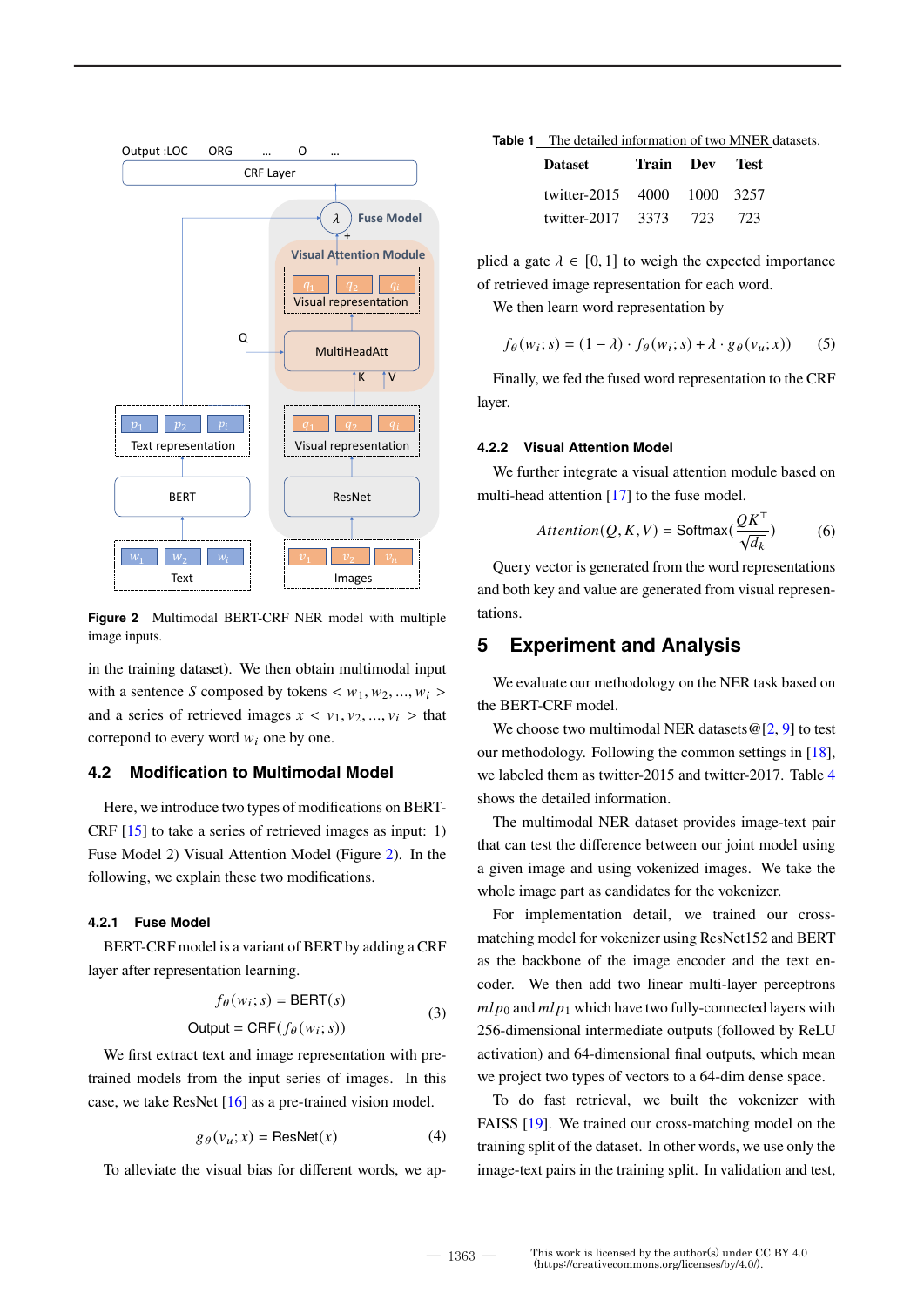Figure 2 Multimodal BERT-CRF NER model with multiple image inputs.

in the training dataset). We then obtain multimodal input with a sentence $S$ composed by tokens $< w_1, w_2, ..., w_i >$ and a series of retrieved images $x < v_1, v_2, ..., v_i >$ that correpond to every word $w_i$ one by one.

## 4.2 Modification to Multimodal Model

Here, we introduce two types of modifications on BERT-CRF [15] to take a series of retrieved images as input: 1) Fuse Model 2) Visual Attention Model (Figure 2). In the following, we explain these two modifications.

### 4.2.1 Fuse Model

BERT-CRF model is a variant of BERT by adding a CRF layer after representation learning.

$$f_\theta(w_i; s) = \text{BERT}(s)$$
$$\text{Output} = \text{CRF}(f_\theta(w_i; s)) \tag{3}$$

We first extract text and image representation with pre-trained models from the input series of images. In this case, we take ResNet [16] as a pre-trained vision model.

$$g_\theta(v_u; x) = \text{ResNet}(x) \tag{4}$$

To alleviate the visual bias for different words, we applied a gate $\lambda \in [0, 1]$ to weigh the expected importance of retrieved image representation for each word.

We then learn word representation by

$$f_\theta(w_i; s) = (1 - \lambda) \cdot f_\theta(w_i; s) + \lambda \cdot g_\theta(v_u; x)) \tag{5}$$

Finally, we fed the fused word representation to the CRF layer.

### 4.2.2 Visual Attention Model

We further integrate a visual attention module based on multi-head attention [17] to the fuse model.

$$Attention(Q, K, V) = \text{Softmax}(\frac{QK^\top}{\sqrt{d_k}}) \tag{6}$$

Query vector is generated from the word representations and both key and value are generated from visual representations.

# 5 Experiment and Analysis

We evaluate our methodology on the NER task based on the BERT-CRF model.

We choose two multimodal NER datasets@[2, 9] to test our methodology. Following the common settings in [18], we labeled them as twitter-2015 and twitter-2017. Table 4 shows the detailed information.

Table 1 The detailed information of two MNER datasets.

| Dataset | Train | Dev | Test |
|---|---|---|---|
| twitter-2015 | 4000 | 1000 | 3257 |
| twitter-2017 | 3373 | 723 | 723 |

The multimodal NER dataset provides image-text pair that can test the difference between our joint model using a given image and using vokenized images. We take the whole image part as candidates for the vokenizer.

For implementation detail, we trained our cross-matching model for vokenizer using ResNet152 and BERT as the backbone of the image encoder and the text encoder. We then add two linear multi-layer perceptrons $mlp_0$ and $mlp_1$ which have two fully-connected layers with 256-dimensional intermediate outputs (followed by ReLU activation) and 64-dimensional final outputs, which mean we project two types of vectors to a 64-dim dense space.

To do fast retrieval, we built the vokenizer with FAISS [19]. We trained our cross-matching model on the training split of the dataset. In other words, we use only the image-text pairs in the training split. In validation and test,

This work is licensed by the author(s) under CC BY 4.0 (https://creativecommons.org/licenses/by/4.0/).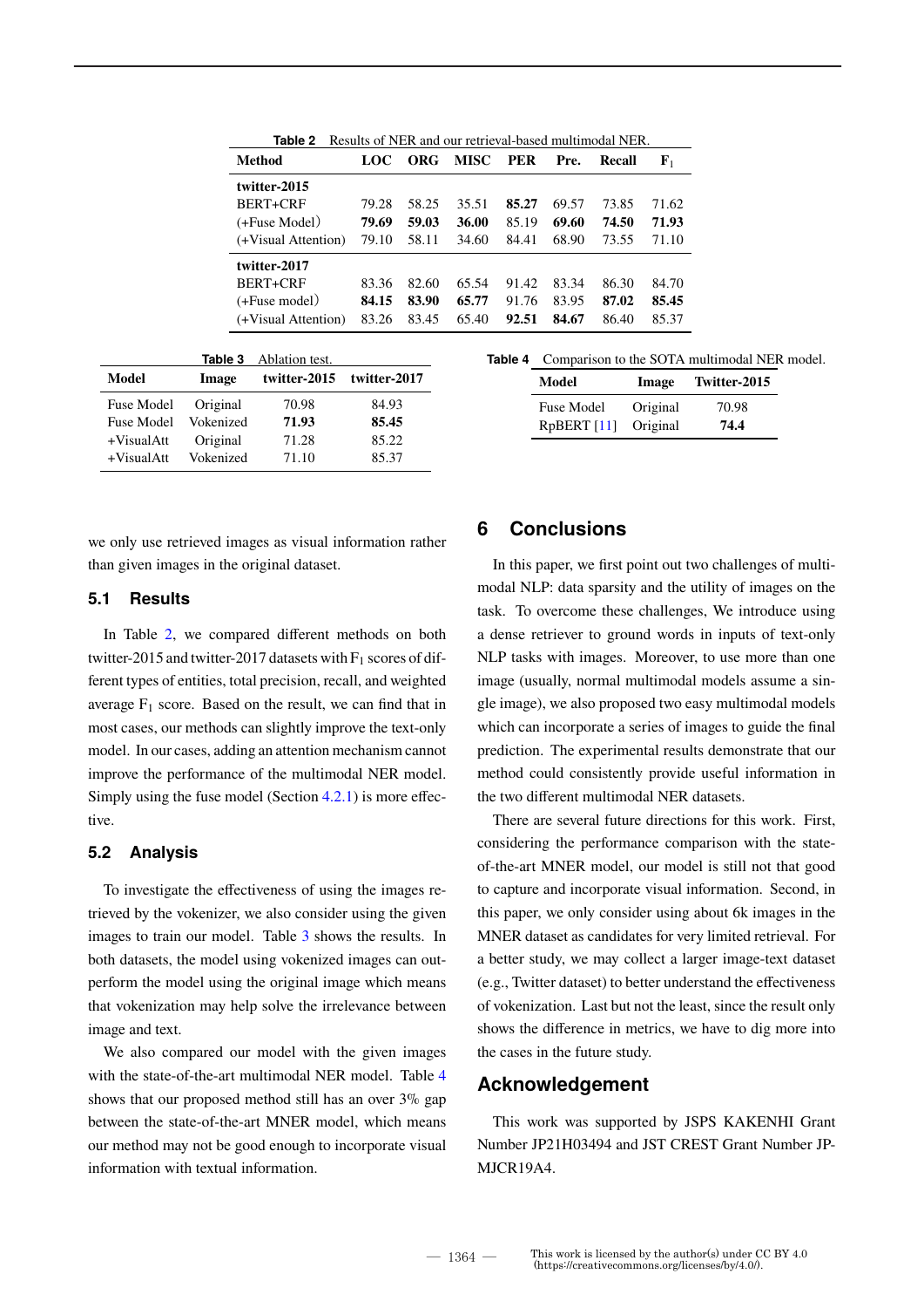**Table 2** Results of NER and our retrieval-based multimodal NER.

| Method | LOC | ORG | MISC | PER | Pre. | Recall | $F_1$ |
|---|---|---|---|---|---|---|---|
| **twitter-2015** | | | | | | | |
| BERT+CRF | 79.28 | 58.25 | 35.51 | **85.27** | 69.57 | 73.85 | 71.62 |
| (+Fuse Model) | **79.69** | **59.03** | **36.00** | 85.19 | **69.60** | **74.50** | **71.93** |
| (+Visual Attention) | 79.10 | 58.11 | 34.60 | 84.41 | 68.90 | 73.55 | 71.10 |
| **twitter-2017** | | | | | | | |
| BERT+CRF | 83.36 | 82.60 | 65.54 | 91.42 | 83.34 | 86.30 | 84.70 |
| (+Fuse model) | **84.15** | **83.90** | **65.77** | 91.76 | 83.95 | **87.02** | **85.45** |
| (+Visual Attention) | 83.26 | 83.45 | 65.40 | **92.51** | **84.67** | 86.40 | 85.37 |

**Table 3** Ablation test.

| Model | Image | twitter-2015 | twitter-2017 |
|---|---|---|---|
| Fuse Model | Original | 70.98 | 84.93 |
| Fuse Model | Vokenized | **71.93** | **85.45** |
| +VisualAtt | Original | 71.28 | 85.22 |
| +VisualAtt | Vokenized | 71.10 | 85.37 |

**Table 4** Comparison to the SOTA multimodal NER model.

| Model | Image | Twitter-2015 |
|---|---|---|
| Fuse Model | Original | 70.98 |
| RpBERT [11] | Original | **74.4** |

we only use retrieved images as visual information rather than given images in the original dataset.

### 5.1 Results

In Table 2, we compared different methods on both twitter-2015 and twitter-2017 datasets with $F_1$ scores of different types of entities, total precision, recall, and weighted average $F_1$ score. Based on the result, we can find that in most cases, our methods can slightly improve the text-only model. In our cases, adding an attention mechanism cannot improve the performance of the multimodal NER model. Simply using the fuse model (Section 4.2.1) is more effective.

### 5.2 Analysis

To investigate the effectiveness of using the images retrieved by the vokenizer, we also consider using the given images to train our model. Table 3 shows the results. In both datasets, the model using vokenized images can outperform the model using the original image which means that vokenization may help solve the irrelevance between image and text.

We also compared our model with the given images with the state-of-the-art multimodal NER model. Table 4 shows that our proposed method still has an over 3% gap between the state-of-the-art MNER model, which means our method may not be good enough to incorporate visual information with textual information.

## 6 Conclusions

In this paper, we first point out two challenges of multimodal NLP: data sparsity and the utility of images on the task. To overcome these challenges, We introduce using a dense retriever to ground words in inputs of text-only NLP tasks with images. Moreover, to use more than one image (usually, normal multimodal models assume a single image), we also proposed two easy multimodal models which can incorporate a series of images to guide the final prediction. The experimental results demonstrate that our method could consistently provide useful information in the two different multimodal NER datasets.

There are several future directions for this work. First, considering the performance comparison with the state-of-the-art MNER model, our model is still not that good to capture and incorporate visual information. Second, in this paper, we only consider using about 6k images in the MNER dataset as candidates for very limited retrieval. For a better study, we may collect a larger image-text dataset (e.g., Twitter dataset) to better understand the effectiveness of vokenization. Last but not the least, since the result only shows the difference in metrics, we have to dig more into the cases in the future study.

## Acknowledgement

This work was supported by JSPS KAKENHI Grant Number JP21H03494 and JST CREST Grant Number JPMJCR19A4.

This work is licensed by the author(s) under CC BY 4.0 (https://creativecommons.org/licenses/by/4.0/).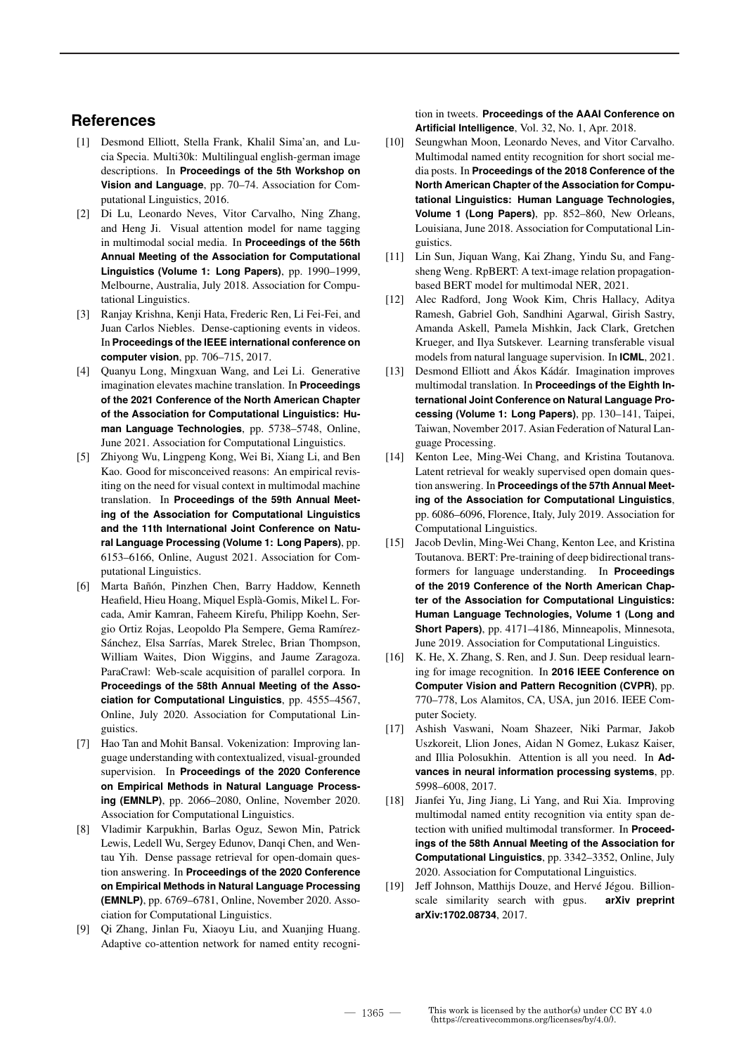## References

[1] Desmond Elliott, Stella Frank, Khalil Sima'an, and Lucia Specia. Multi30k: Multilingual english-german image descriptions. In **Proceedings of the 5th Workshop on Vision and Language**, pp. 70–74. Association for Computational Linguistics, 2016.

[2] Di Lu, Leonardo Neves, Vitor Carvalho, Ning Zhang, and Heng Ji. Visual attention model for name tagging in multimodal social media. In **Proceedings of the 56th Annual Meeting of the Association for Computational Linguistics (Volume 1: Long Papers)**, pp. 1990–1999, Melbourne, Australia, July 2018. Association for Computational Linguistics.

[3] Ranjay Krishna, Kenji Hata, Frederic Ren, Li Fei-Fei, and Juan Carlos Niebles. Dense-captioning events in videos. In **Proceedings of the IEEE international conference on computer vision**, pp. 706–715, 2017.

[4] Quanyu Long, Mingxuan Wang, and Lei Li. Generative imagination elevates machine translation. In **Proceedings of the 2021 Conference of the North American Chapter of the Association for Computational Linguistics: Human Language Technologies**, pp. 5738–5748, Online, June 2021. Association for Computational Linguistics.

[5] Zhiyong Wu, Lingpeng Kong, Wei Bi, Xiang Li, and Ben Kao. Good for misconceived reasons: An empirical revisiting on the need for visual context in multimodal machine translation. In **Proceedings of the 59th Annual Meeting of the Association for Computational Linguistics and the 11th International Joint Conference on Natural Language Processing (Volume 1: Long Papers)**, pp. 6153–6166, Online, August 2021. Association for Computational Linguistics.

[6] Marta Bañón, Pinzhen Chen, Barry Haddow, Kenneth Heafield, Hieu Hoang, Miquel Esplà-Gomis, Mikel L. Forcada, Amir Kamran, Faheem Kirefu, Philipp Koehn, Sergio Ortiz Rojas, Leopoldo Pla Sempere, Gema Ramírez-Sánchez, Elsa Sarrías, Marek Strelec, Brian Thompson, William Waites, Dion Wiggins, and Jaume Zaragoza. ParaCrawl: Web-scale acquisition of parallel corpora. In **Proceedings of the 58th Annual Meeting of the Association for Computational Linguistics**, pp. 4555–4567, Online, July 2020. Association for Computational Linguistics.

[7] Hao Tan and Mohit Bansal. Vokenization: Improving language understanding with contextualized, visual-grounded supervision. In **Proceedings of the 2020 Conference on Empirical Methods in Natural Language Processing (EMNLP)**, pp. 2066–2080, Online, November 2020. Association for Computational Linguistics.

[8] Vladimir Karpukhin, Barlas Oguz, Sewon Min, Patrick Lewis, Ledell Wu, Sergey Edunov, Danqi Chen, and Wentau Yih. Dense passage retrieval for open-domain question answering. In **Proceedings of the 2020 Conference on Empirical Methods in Natural Language Processing (EMNLP)**, pp. 6769–6781, Online, November 2020. Association for Computational Linguistics.

[9] Qi Zhang, Jinlan Fu, Xiaoyu Liu, and Xuanjing Huang. Adaptive co-attention network for named entity recognition in tweets. **Proceedings of the AAAI Conference on Artificial Intelligence**, Vol. 32, No. 1, Apr. 2018.

[10] Seungwhan Moon, Leonardo Neves, and Vitor Carvalho. Multimodal named entity recognition for short social media posts. In **Proceedings of the 2018 Conference of the North American Chapter of the Association for Computational Linguistics: Human Language Technologies, Volume 1 (Long Papers)**, pp. 852–860, New Orleans, Louisiana, June 2018. Association for Computational Linguistics.

[11] Lin Sun, Jiquan Wang, Kai Zhang, Yindu Su, and Fangsheng Weng. RpBERT: A text-image relation propagation-based BERT model for multimodal NER, 2021.

[12] Alec Radford, Jong Wook Kim, Chris Hallacy, Aditya Ramesh, Gabriel Goh, Sandhini Agarwal, Girish Sastry, Amanda Askell, Pamela Mishkin, Jack Clark, Gretchen Krueger, and Ilya Sutskever. Learning transferable visual models from natural language supervision. In **ICML**, 2021.

[13] Desmond Elliott and Ákos Kádár. Imagination improves multimodal translation. In **Proceedings of the Eighth International Joint Conference on Natural Language Processing (Volume 1: Long Papers)**, pp. 130–141, Taipei, Taiwan, November 2017. Asian Federation of Natural Language Processing.

[14] Kenton Lee, Ming-Wei Chang, and Kristina Toutanova. Latent retrieval for weakly supervised open domain question answering. In **Proceedings of the 57th Annual Meeting of the Association for Computational Linguistics**, pp. 6086–6096, Florence, Italy, July 2019. Association for Computational Linguistics.

[15] Jacob Devlin, Ming-Wei Chang, Kenton Lee, and Kristina Toutanova. BERT: Pre-training of deep bidirectional transformers for language understanding. In **Proceedings of the 2019 Conference of the North American Chapter of the Association for Computational Linguistics: Human Language Technologies, Volume 1 (Long and Short Papers)**, pp. 4171–4186, Minneapolis, Minnesota, June 2019. Association for Computational Linguistics.

[16] K. He, X. Zhang, S. Ren, and J. Sun. Deep residual learning for image recognition. In **2016 IEEE Conference on Computer Vision and Pattern Recognition (CVPR)**, pp. 770–778, Los Alamitos, CA, USA, jun 2016. IEEE Computer Society.

[17] Ashish Vaswani, Noam Shazeer, Niki Parmar, Jakob Uszkoreit, Llion Jones, Aidan N Gomez, Łukasz Kaiser, and Illia Polosukhin. Attention is all you need. In **Advances in neural information processing systems**, pp. 5998–6008, 2017.

[18] Jianfei Yu, Jing Jiang, Li Yang, and Rui Xia. Improving multimodal named entity recognition via entity span detection with unified multimodal transformer. In **Proceedings of the 58th Annual Meeting of the Association for Computational Linguistics**, pp. 3342–3352, Online, July 2020. Association for Computational Linguistics.

[19] Jeff Johnson, Matthijs Douze, and Hervé Jégou. Billion-scale similarity search with gpus. **arXiv preprint arXiv:1702.08734**, 2017.

This work is licensed by the author(s) under CC BY 4.0 (https://creativecommons.org/licenses/by/4.0/).